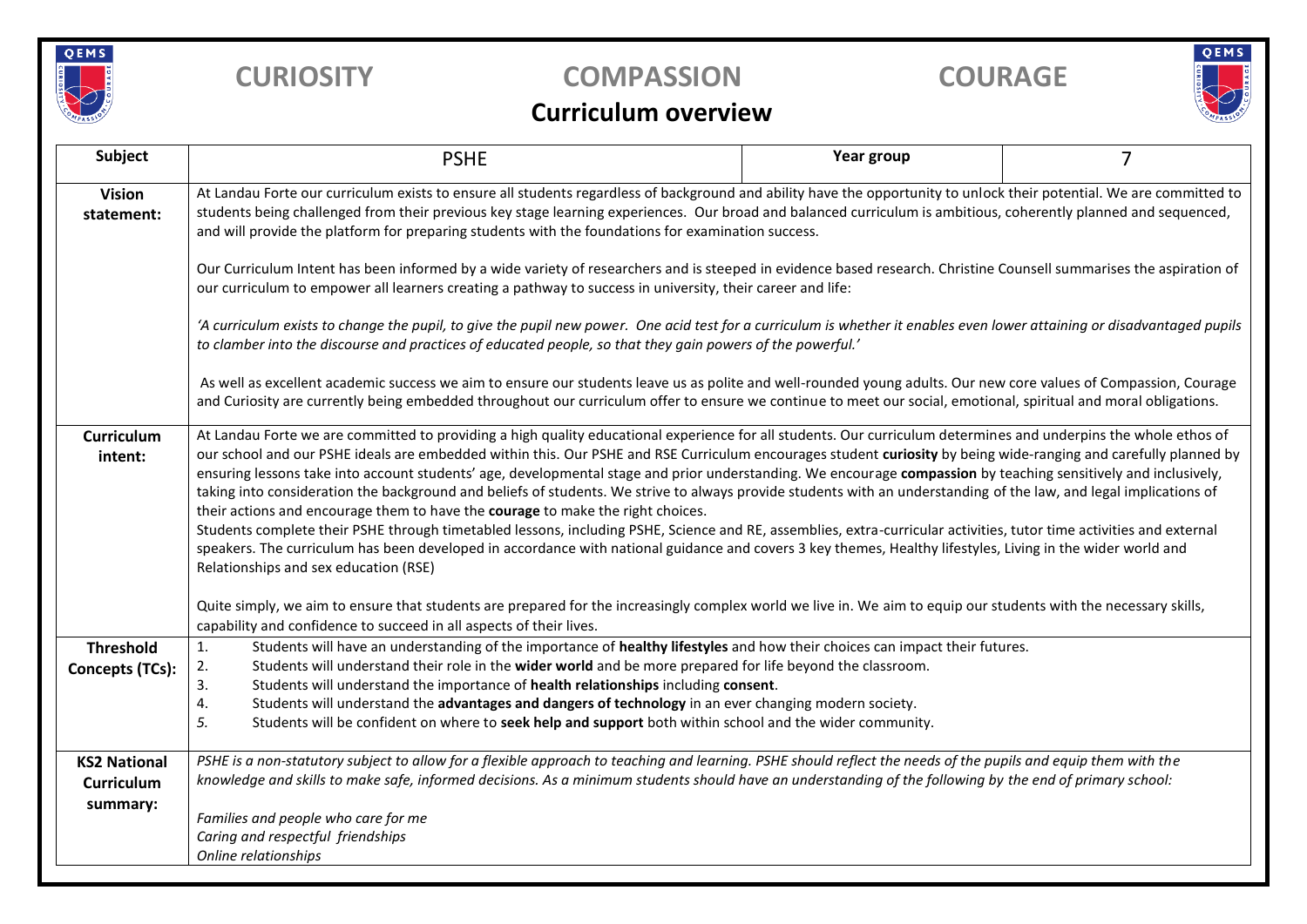# CURIOSITY COMPASSION COURAGE

## Curriculum overview

| Subject | PSHE | Year group | 7 |
|---|---|---|---|
| **Vision statement:** | At Landau Forte our curriculum exists to ensure all students regardless of background and ability have the opportunity to unlock their potential. We are committed to students being challenged from their previous key stage learning experiences. Our broad and balanced curriculum is ambitious, coherently planned and sequenced, and will provide the platform for preparing students with the foundations for examination success.<br><br>Our Curriculum Intent has been informed by a wide variety of researchers and is steeped in evidence based research. Christine Counsell summarises the aspiration of our curriculum to empower all learners creating a pathway to success in university, their career and life:<br><br>*'A curriculum exists to change the pupil, to give the pupil new power. One acid test for a curriculum is whether it enables even lower attaining or disadvantaged pupils to clamber into the discourse and practices of educated people, so that they gain powers of the powerful.'*<br><br>As well as excellent academic success we aim to ensure our students leave us as polite and well-rounded young adults. Our new core values of Compassion, Courage and Curiosity are currently being embedded throughout our curriculum offer to ensure we continue to meet our social, emotional, spiritual and moral obligations. | | |
| **Curriculum intent:** | At Landau Forte we are committed to providing a high quality educational experience for all students. Our curriculum determines and underpins the whole ethos of our school and our PSHE ideals are embedded within this. Our PSHE and RSE Curriculum encourages student **curiosity** by being wide-ranging and carefully planned by ensuring lessons take into account students' age, developmental stage and prior understanding. We encourage **compassion** by teaching sensitively and inclusively, taking into consideration the background and beliefs of students. We strive to always provide students with an understanding of the law, and legal implications of their actions and encourage them to have the **courage** to make the right choices.<br>Students complete their PSHE through timetabled lessons, including PSHE, Science and RE, assemblies, extra-curricular activities, tutor time activities and external speakers. The curriculum has been developed in accordance with national guidance and covers 3 key themes, Healthy lifestyles, Living in the wider world and Relationships and sex education (RSE)<br><br>Quite simply, we aim to ensure that students are prepared for the increasingly complex world we live in. We aim to equip our students with the necessary skills, capability and confidence to succeed in all aspects of their lives. | | |
| **Threshold Concepts (TCs):** | 1. Students will have an understanding of the importance of **healthy lifestyles** and how their choices can impact their futures.<br>2. Students will understand their role in the **wider world** and be more prepared for life beyond the classroom.<br>3. Students will understand the importance of **health relationships** including **consent**.<br>4. Students will understand the **advantages and dangers of technology** in an ever changing modern society.<br>5. Students will be confident on where to **seek help and support** both within school and the wider community. | | |
| **KS2 National Curriculum summary:** | *PSHE is a non-statutory subject to allow for a flexible approach to teaching and learning. PSHE should reflect the needs of the pupils and equip them with the knowledge and skills to make safe, informed decisions. As a minimum students should have an understanding of the following by the end of primary school:*<br><br>*Families and people who care for me*<br>*Caring and respectful friendships*<br>*Online relationships* | | |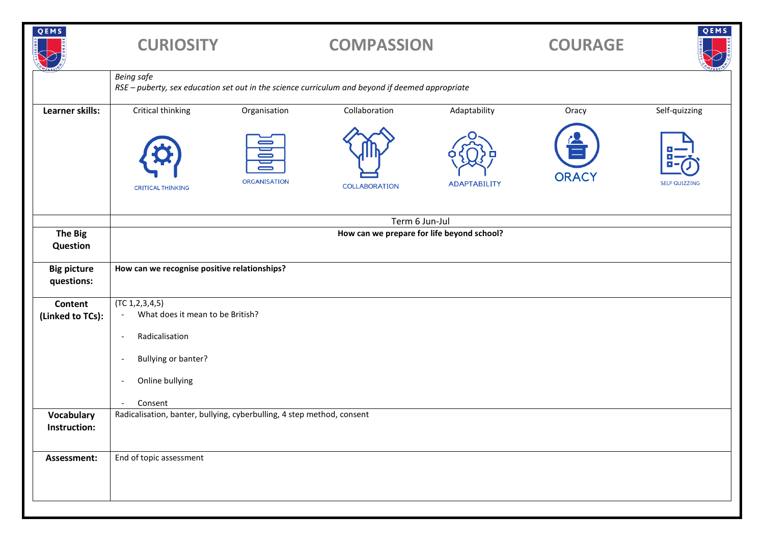**CURIOSITY** **COMPASSION** **COURAGE**

| | |
|---|---|
| | *Being safe*<br>*RSE – puberty, sex education set out in the science curriculum and beyond if deemed appropriate* |
| **Learner skills:** | Critical thinking, Organisation, Collaboration, Adaptability, Oracy, Self-quizzing |
| | Term 6 Jun-Jul |
| **The Big Question** | **How can we prepare for life beyond school?** |
| **Big picture questions:** | **How can we recognise positive relationships?** |
| **Content (Linked to TCs):** | (TC 1,2,3,4,5)<br>- What does it mean to be British?<br>- Radicalisation<br>- Bullying or banter?<br>- Online bullying<br>- Consent |
| **Vocabulary Instruction:** | Radicalisation, banter, bullying, cyberbulling, 4 step method, consent |
| **Assessment:** | End of topic assessment |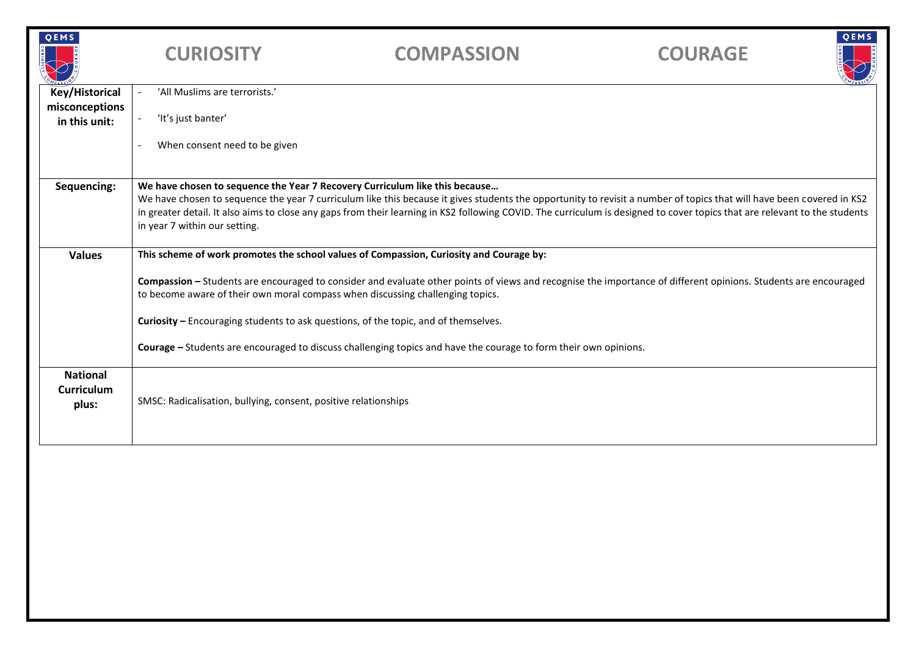# CURIOSITY COMPASSION COURAGE

| | |
|---|---|
| **Key/Historical misconceptions in this unit:** | - 'All Muslims are terrorists.'<br>- 'It's just banter'<br>- When consent need to be given |
| **Sequencing:** | **We have chosen to sequence the Year 7 Recovery Curriculum like this because…**<br>We have chosen to sequence the year 7 curriculum like this because it gives students the opportunity to revisit a number of topics that will have been covered in KS2 in greater detail. It also aims to close any gaps from their learning in KS2 following COVID. The curriculum is designed to cover topics that are relevant to the students in year 7 within our setting. |
| **Values** | **This scheme of work promotes the school values of Compassion, Curiosity and Courage by:**<br><br>**Compassion –** Students are encouraged to consider and evaluate other points of views and recognise the importance of different opinions. Students are encouraged to become aware of their own moral compass when discussing challenging topics.<br><br>**Curiosity –** Encouraging students to ask questions, of the topic, and of themselves.<br><br>**Courage –** Students are encouraged to discuss challenging topics and have the courage to form their own opinions. |
| **National Curriculum plus:** | SMSC: Radicalisation, bullying, consent, positive relationships |